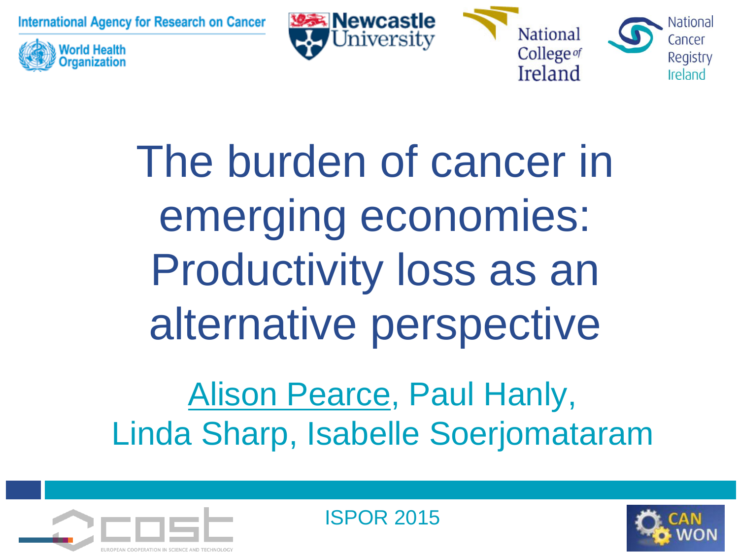International Agency for Research on Cancer

World Health Organization

Newcastle University

National College of Ireland

National Cancer Registry Ireland

# The burden of cancer in emerging economies: Productivity loss as an alternative perspective

Alison Pearce, Paul Hanly, Linda Sharp, Isabelle Soerjomataram

ISPOR 2015

COST EUROPEAN COOPERATION IN SCIENCE AND TECHNOLOGY

CAN WON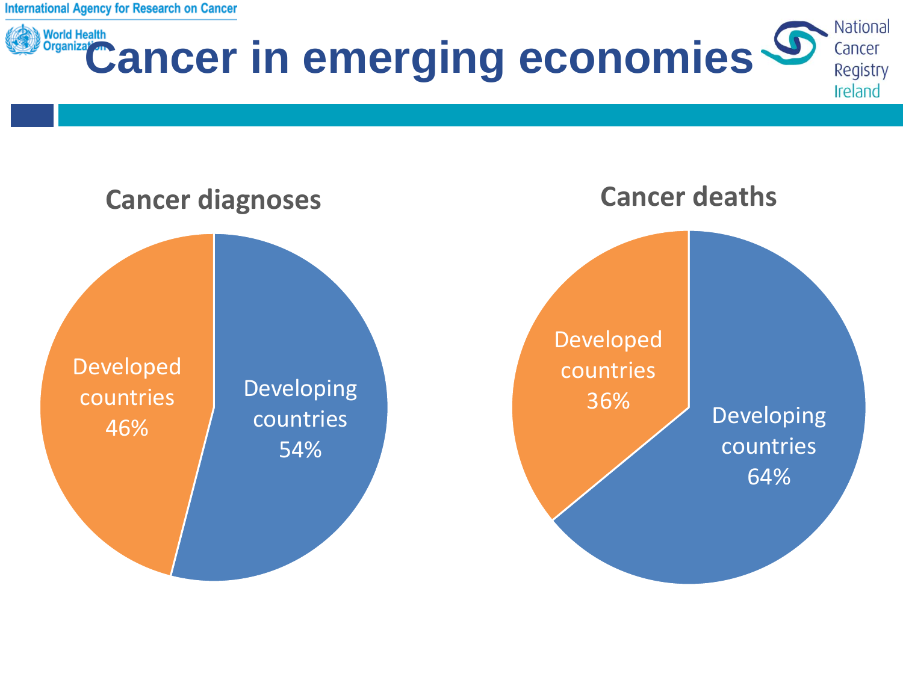# Cancer in emerging economies

## Cancer diagnoses

Developed countries 46%

Developing countries 54%

## Cancer deaths

Developed countries 36%

Developing countries 64%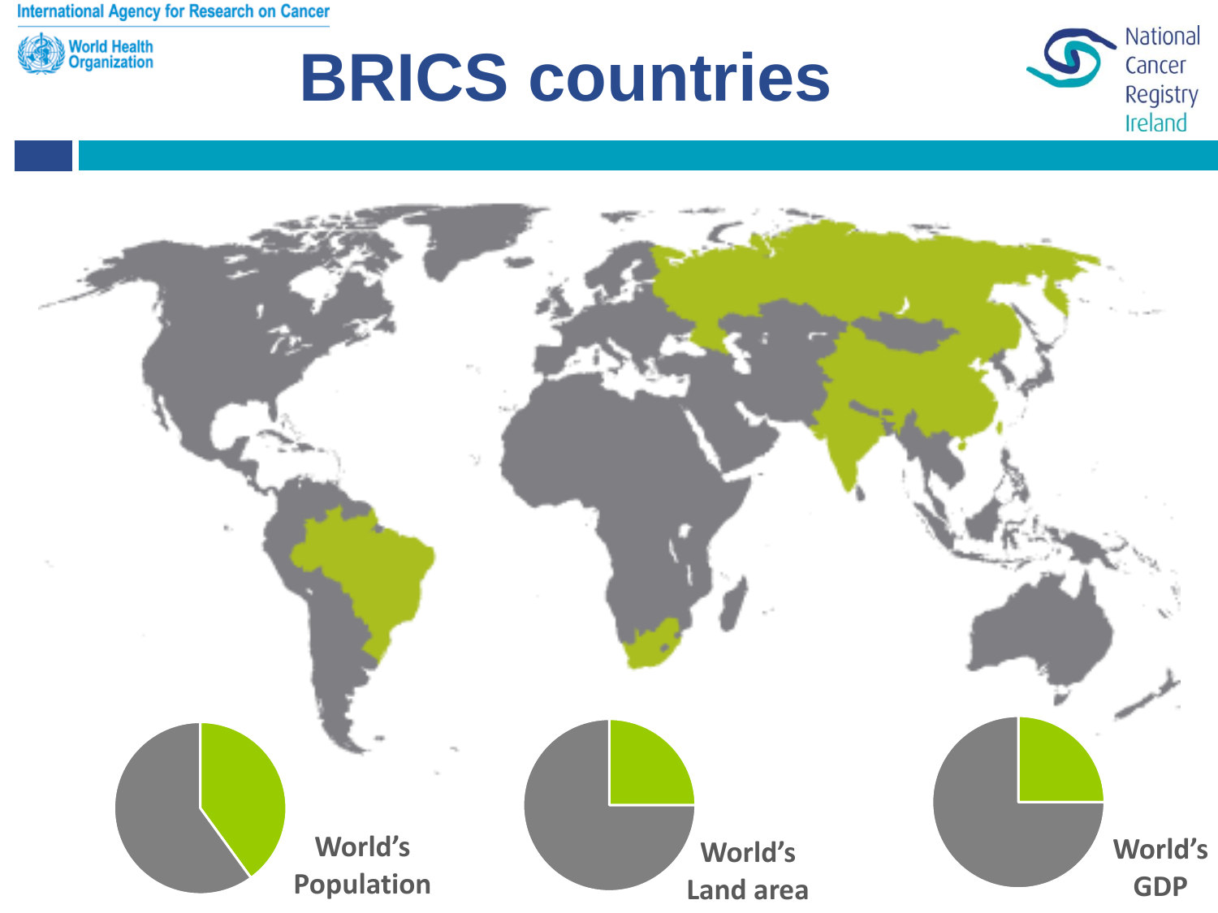International Agency for Research on Cancer

World Health Organization

# BRICS countries

National Cancer Registry Ireland

World's Population

World's Land area

World's GDP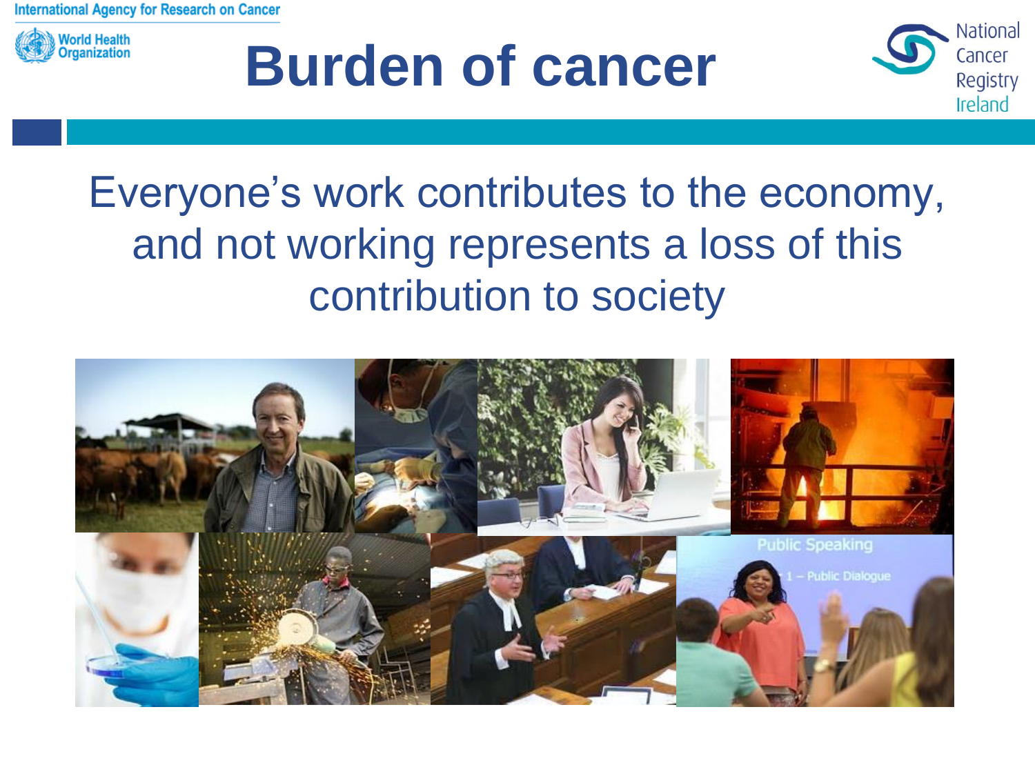# Burden of cancer

Everyone's work contributes to the economy, and not working represents a loss of this contribution to society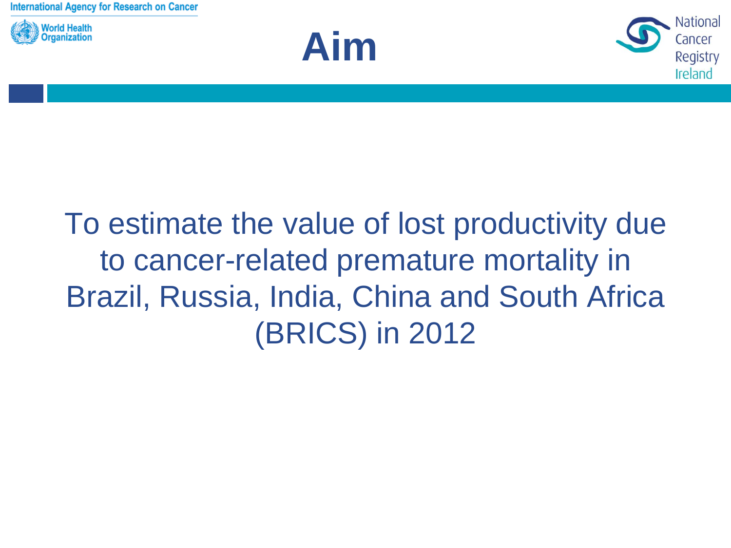# Aim

To estimate the value of lost productivity due to cancer-related premature mortality in Brazil, Russia, India, China and South Africa (BRICS) in 2012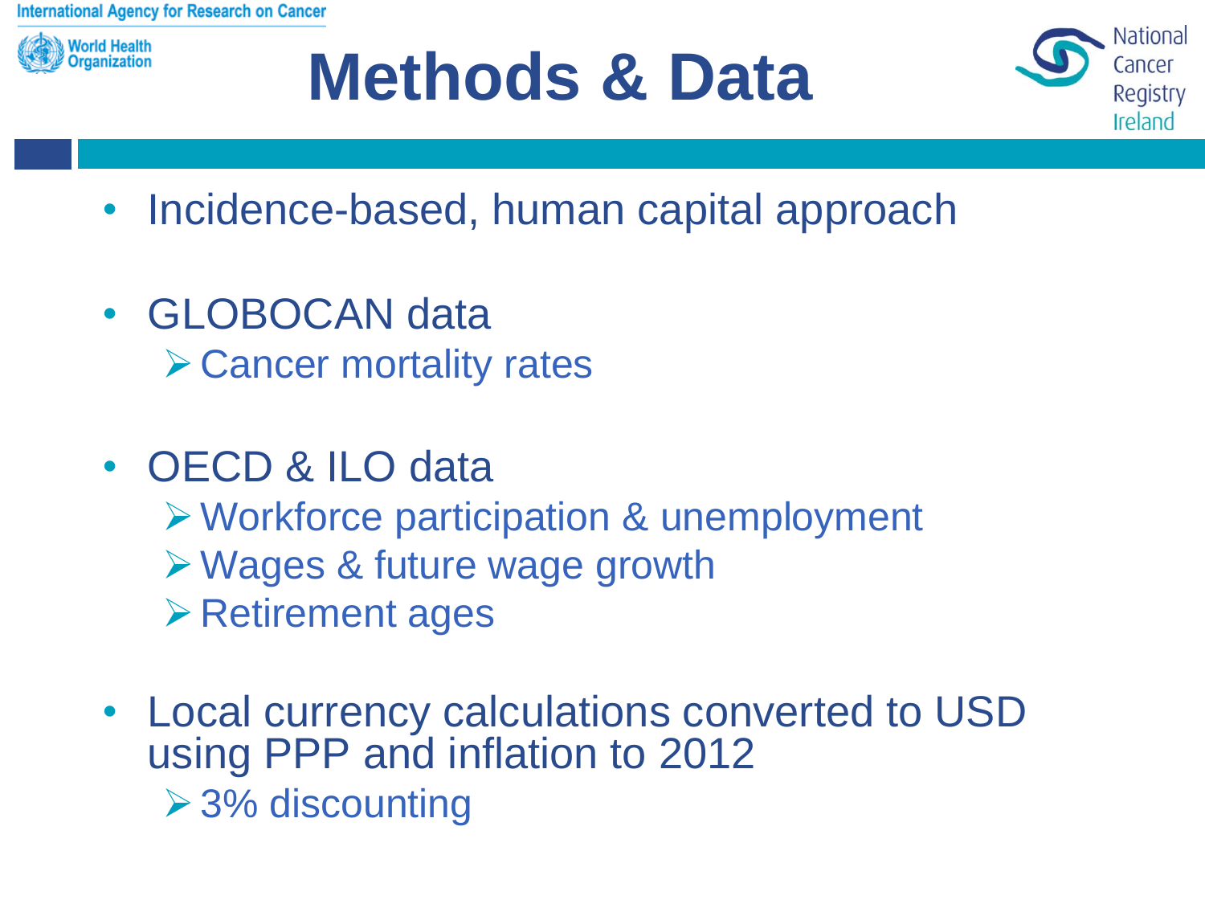# Methods & Data

- Incidence-based, human capital approach
- GLOBOCAN data
  - Cancer mortality rates
- OECD & ILO data
  - Workforce participation & unemployment
  - Wages & future wage growth
  - Retirement ages
- Local currency calculations converted to USD using PPP and inflation to 2012
  - 3% discounting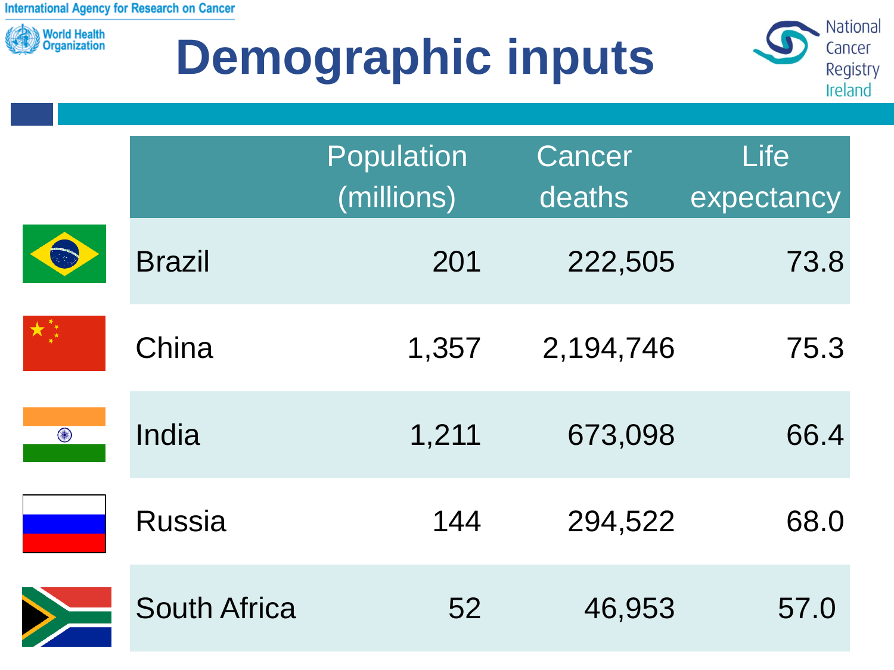# Demographic inputs

| | Population (millions) | Cancer deaths | Life expectancy |
|---|---|---|---|
| Brazil | 201 | 222,505 | 73.8 |
| China | 1,357 | 2,194,746 | 75.3 |
| India | 1,211 | 673,098 | 66.4 |
| Russia | 144 | 294,522 | 68.0 |
| South Africa | 52 | 46,953 | 57.0 |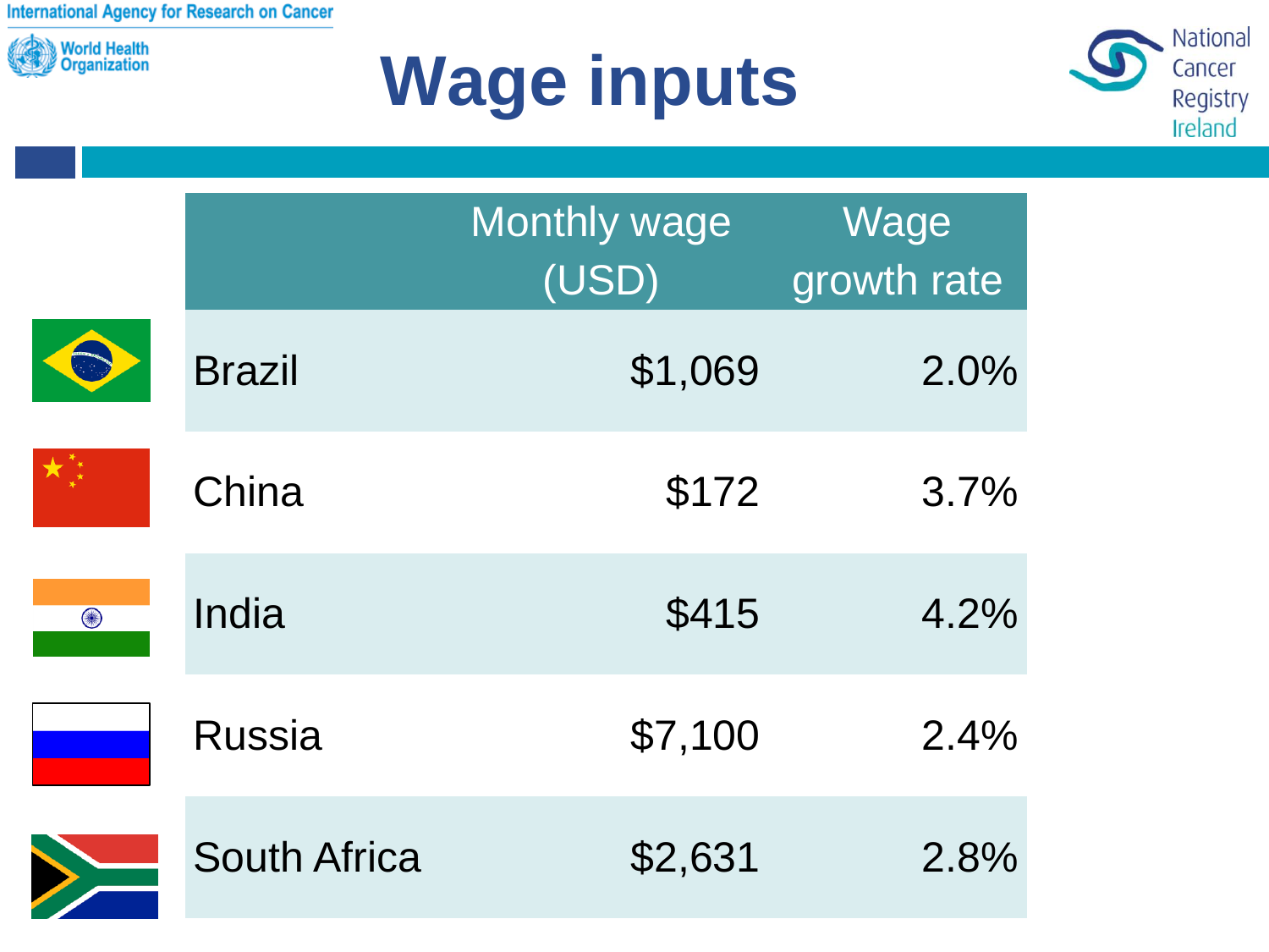# Wage inputs

| | Monthly wage (USD) | Wage growth rate |
|---|---|---|
| Brazil | $1,069 | 2.0% |
| China | $172 | 3.7% |
| India | $415 | 4.2% |
| Russia | $7,100 | 2.4% |
| South Africa | $2,631 | 2.8% |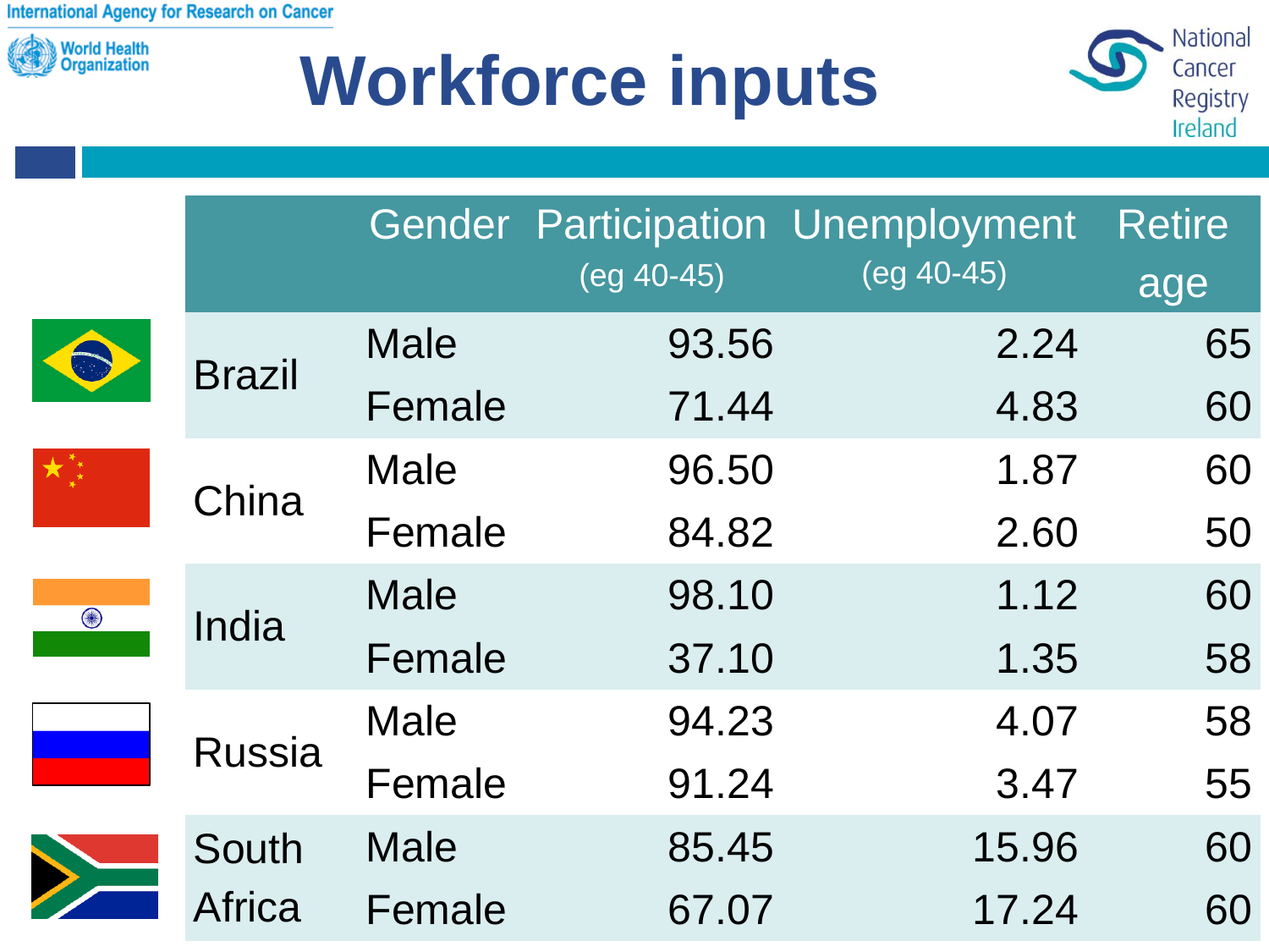# Workforce inputs

| | Gender | Participation (eg 40-45) | Unemployment (eg 40-45) | Retire age |
|---|---|---|---|---|
| Brazil | Male | 93.56 | 2.24 | 65 |
| | Female | 71.44 | 4.83 | 60 |
| China | Male | 96.50 | 1.87 | 60 |
| | Female | 84.82 | 2.60 | 50 |
| India | Male | 98.10 | 1.12 | 60 |
| | Female | 37.10 | 1.35 | 58 |
| Russia | Male | 94.23 | 4.07 | 58 |
| | Female | 91.24 | 3.47 | 55 |
| South Africa | Male | 85.45 | 15.96 | 60 |
| | Female | 67.07 | 17.24 | 60 |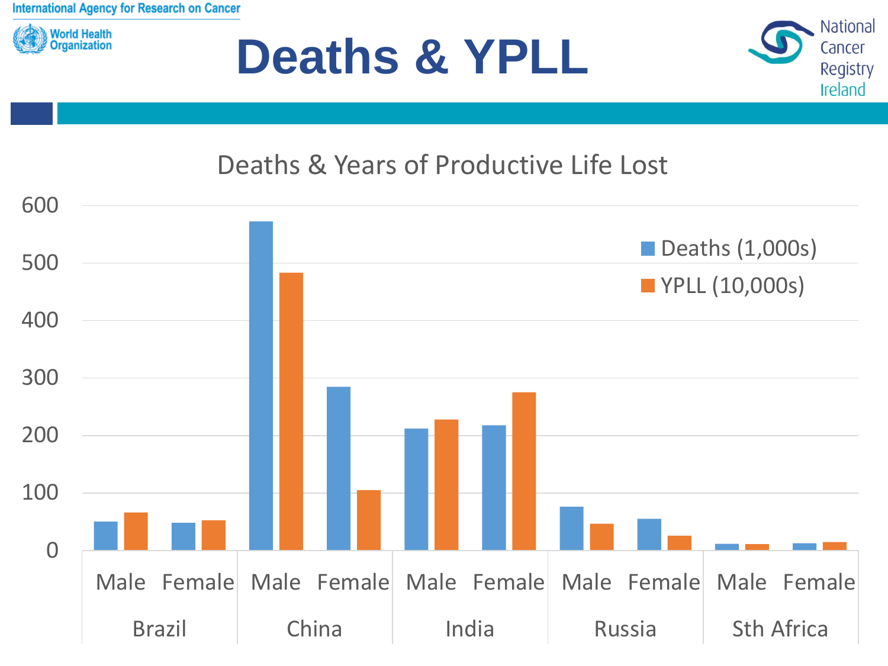# Deaths & YPLL

Deaths & Years of Productive Life Lost

600
500
400
300
200
100
0

Deaths (1,000s)
YPLL (10,000s)

Male Female Male Female Male Female Male Female Male Female

Brazil China India Russia Sth Africa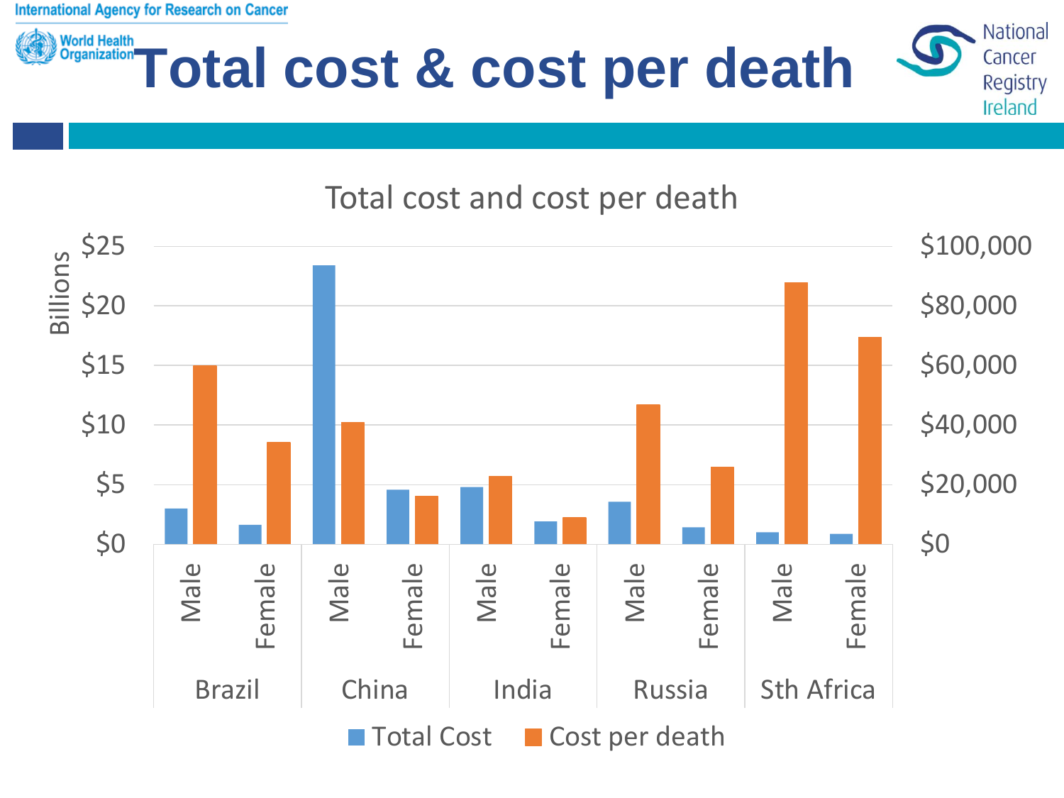# Total cost & cost per death

Total cost and cost per death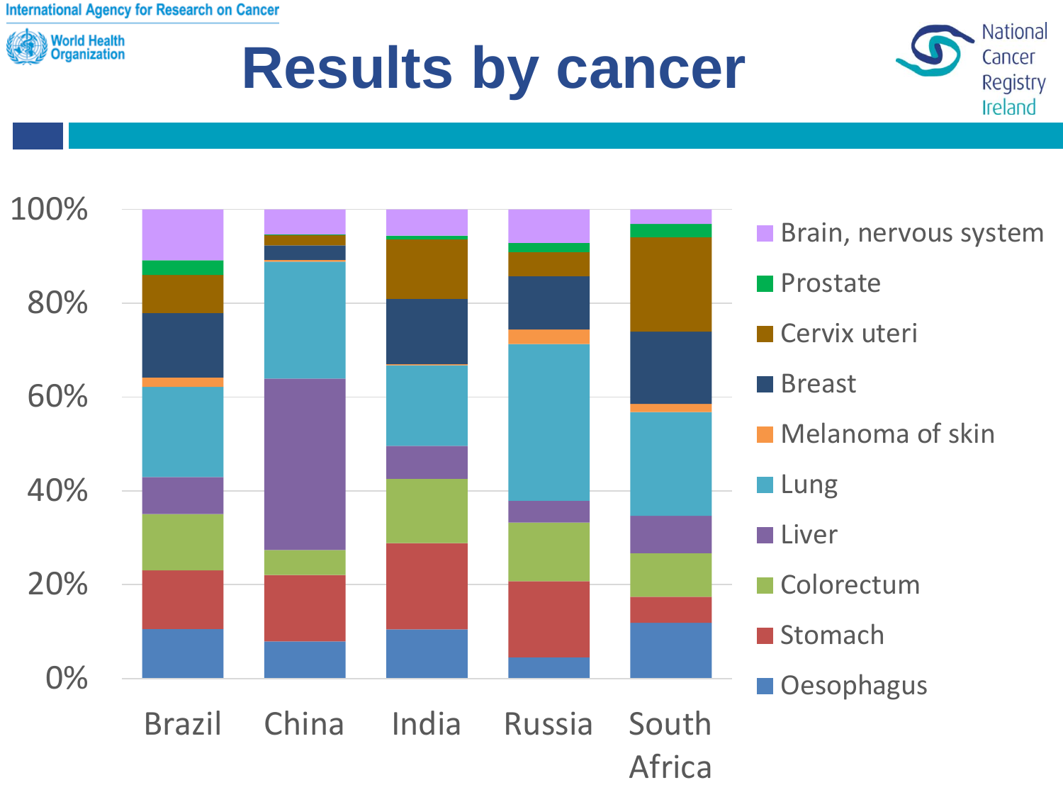International Agency for Research on Cancer

World Health Organization

National Cancer Registry Ireland

# Results by cancer

100%
80%
60%
40%
20%
0%

Brazil
China
India
Russia
South Africa

Brain, nervous system
Prostate
Cervix uteri
Breast
Melanoma of skin
Lung
Liver
Colorectum
Stomach
Oesophagus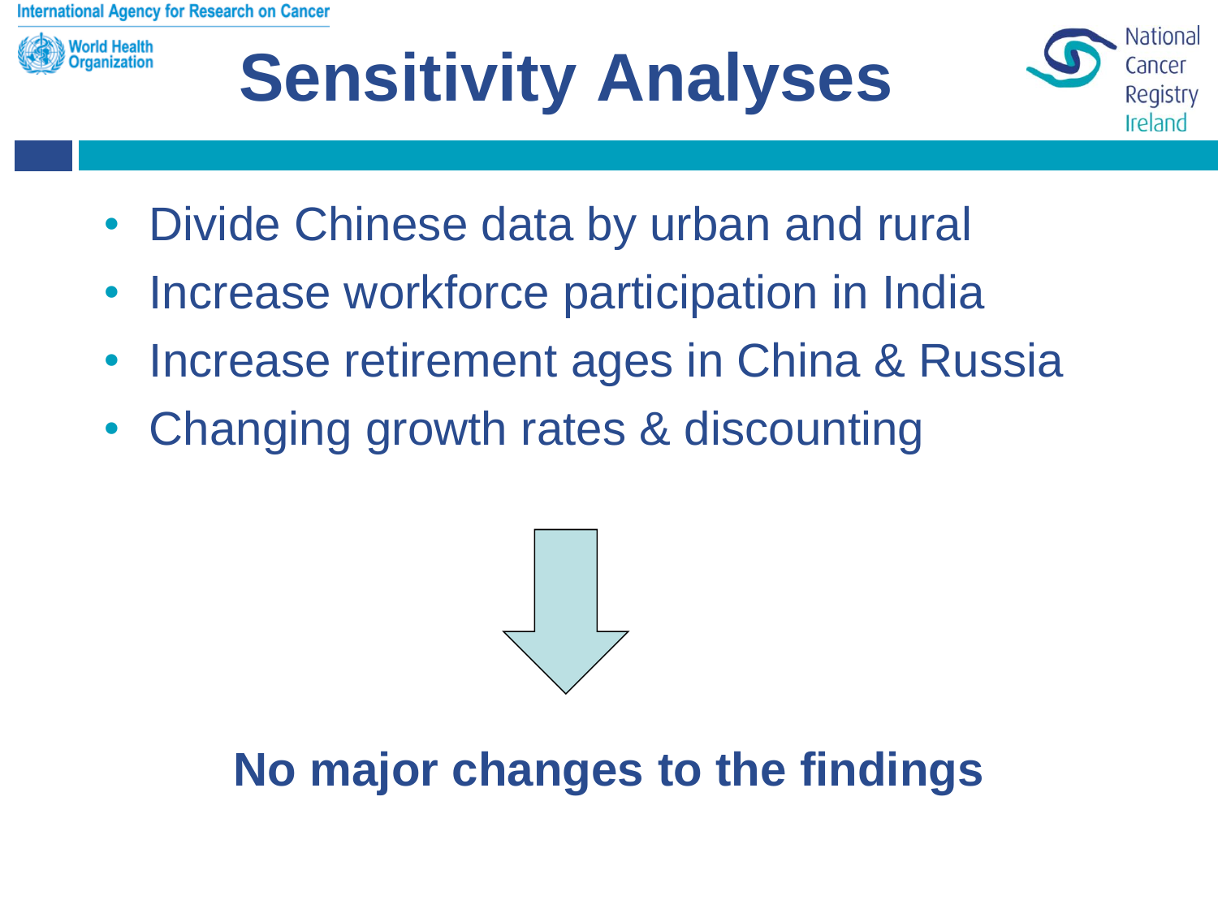# Sensitivity Analyses

- Divide Chinese data by urban and rural
- Increase workforce participation in India
- Increase retirement ages in China & Russia
- Changing growth rates & discounting

**No major changes to the findings**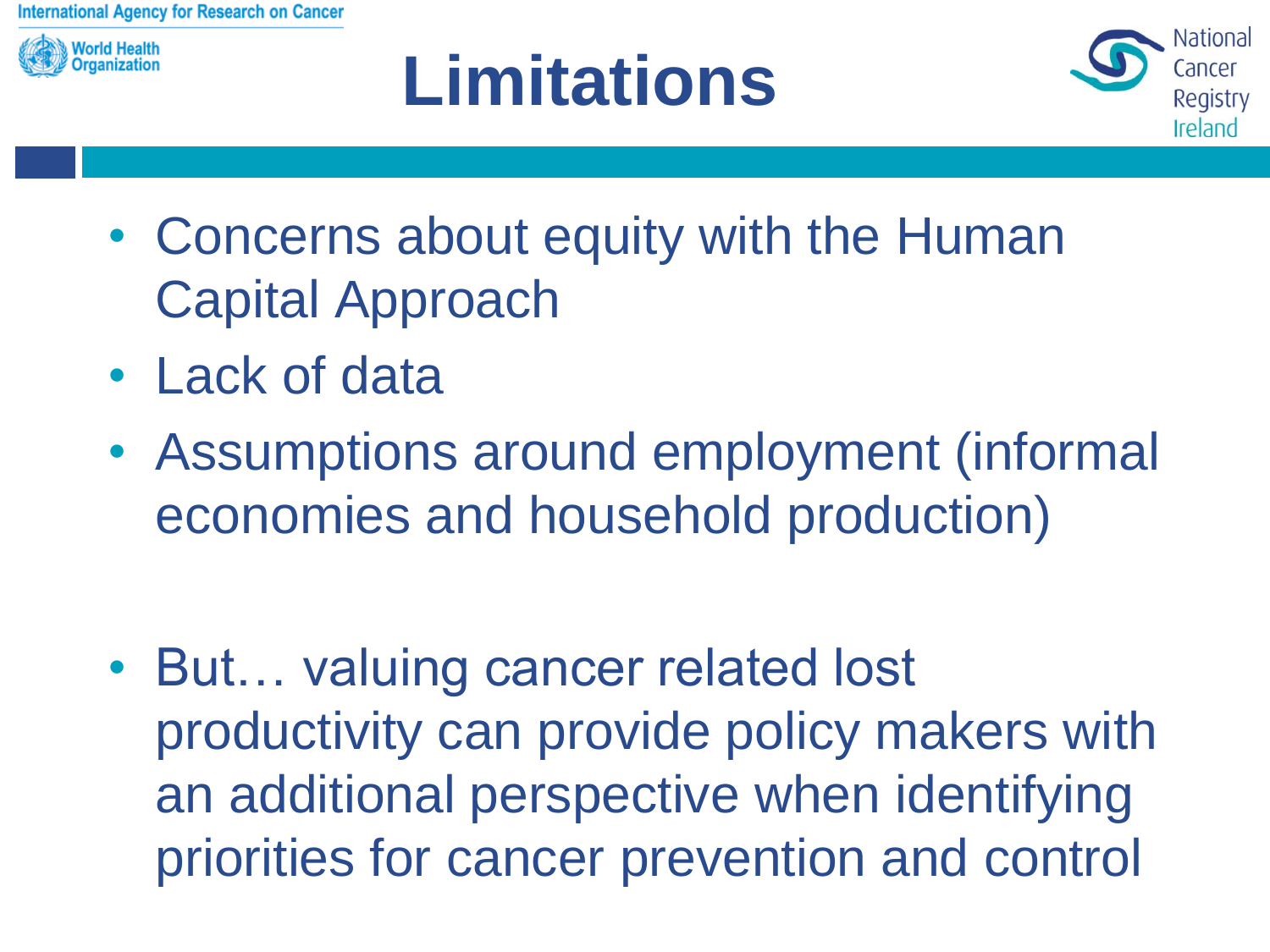# Limitations

- Concerns about equity with the Human Capital Approach
- Lack of data
- Assumptions around employment (informal economies and household production)

- But… valuing cancer related lost productivity can provide policy makers with an additional perspective when identifying priorities for cancer prevention and control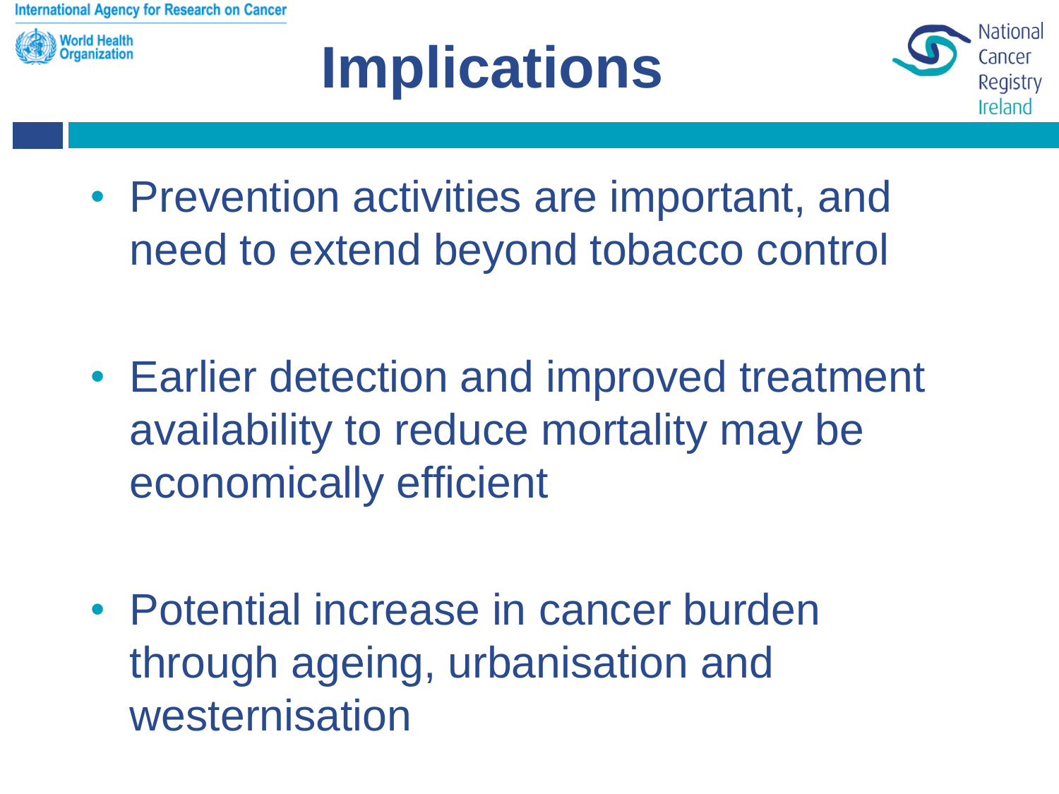# Implications

- Prevention activities are important, and need to extend beyond tobacco control
- Earlier detection and improved treatment availability to reduce mortality may be economically efficient
- Potential increase in cancer burden through ageing, urbanisation and westernisation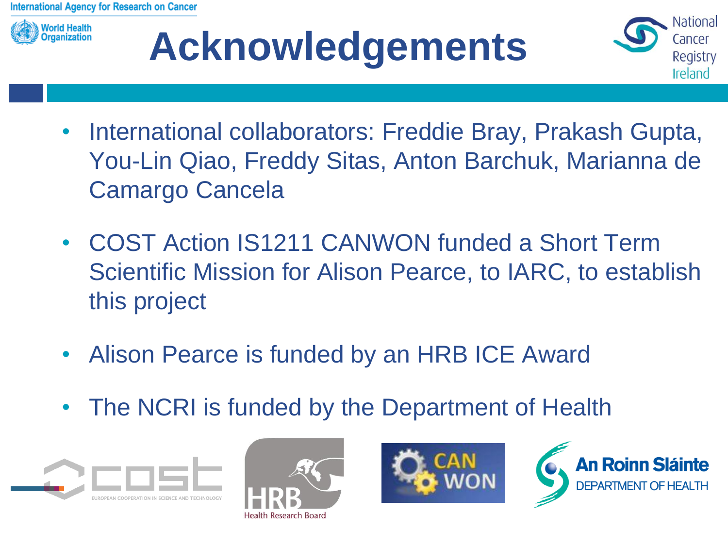# Acknowledgements

- International collaborators: Freddie Bray, Prakash Gupta, You-Lin Qiao, Freddy Sitas, Anton Barchuk, Marianna de Camargo Cancela
- COST Action IS1211 CANWON funded a Short Term Scientific Mission for Alison Pearce, to IARC, to establish this project
- Alison Pearce is funded by an HRB ICE Award
- The NCRI is funded by the Department of Health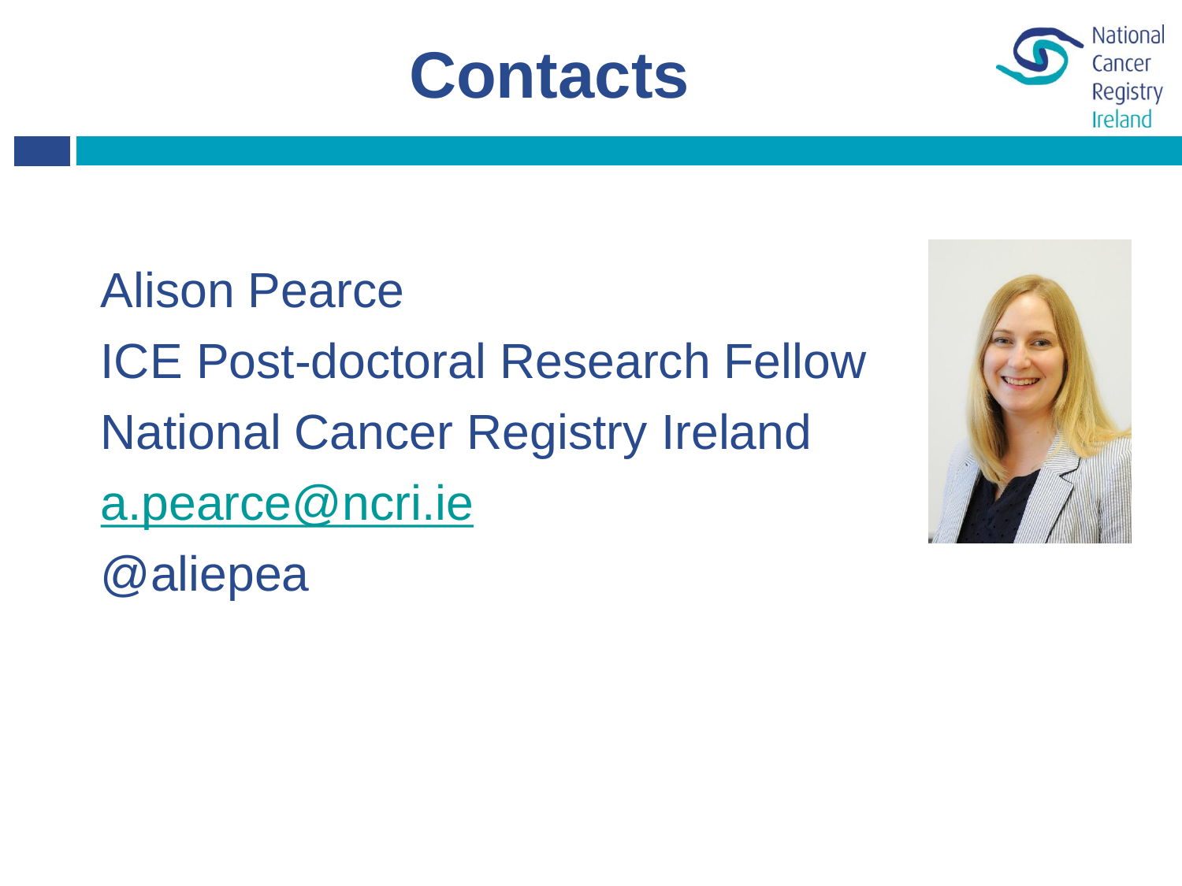# Contacts

Alison Pearce

ICE Post-doctoral Research Fellow

National Cancer Registry Ireland

a.pearce@ncri.ie

@aliepea